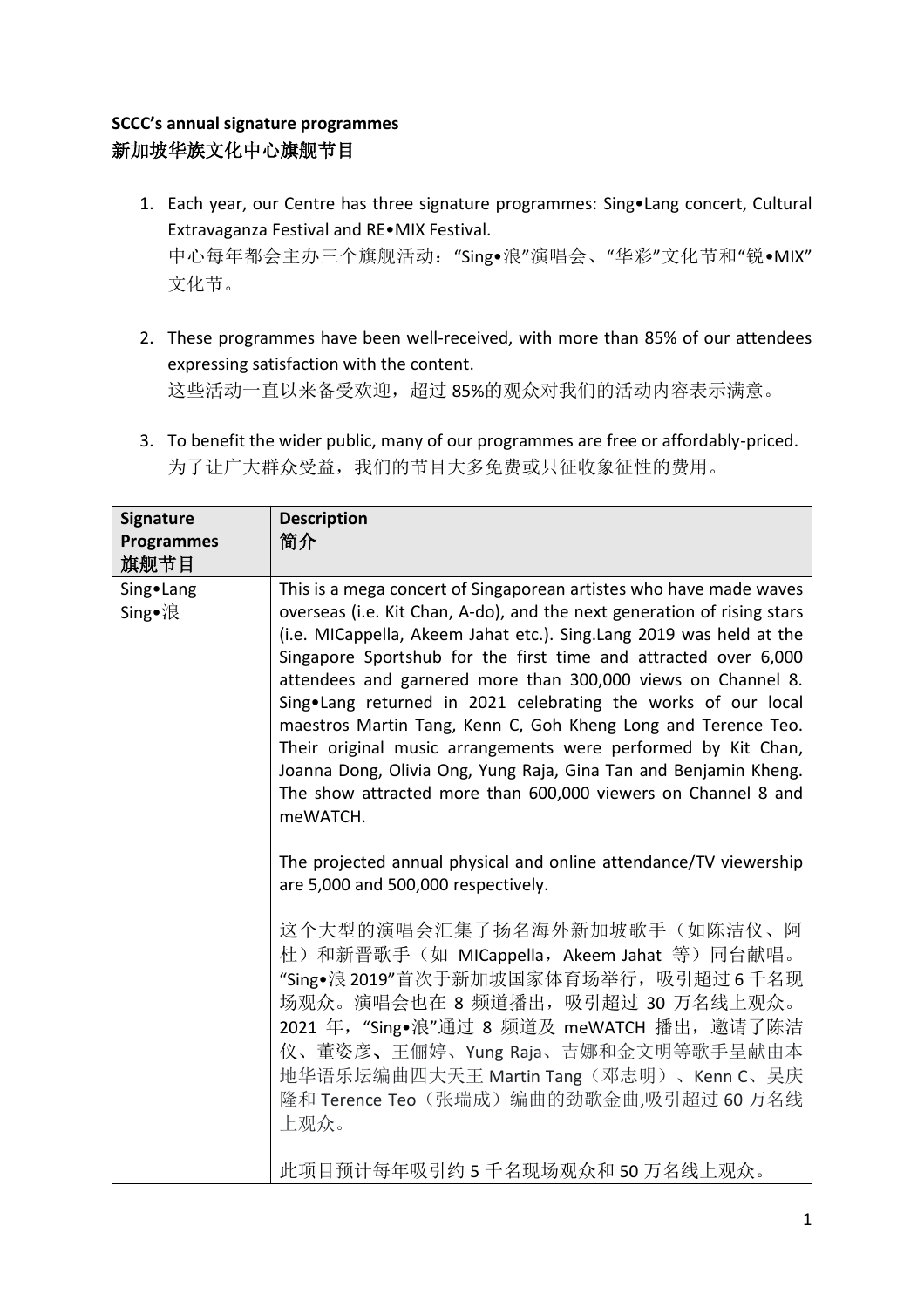**SCCC's annual signature programmes**
**新加坡华族文化中心旗舰节目**

1. Each year, our Centre has three signature programmes: Sing•Lang concert, Cultural Extravaganza Festival and RE•MIX Festival.
   中心每年都会主办三个旗舰活动："Sing•浪"演唱会、"华彩"文化节和"锐•MIX"文化节。

2. These programmes have been well-received, with more than 85% of our attendees expressing satisfaction with the content.
   这些活动一直以来备受欢迎，超过 85%的观众对我们的活动内容表示满意。

3. To benefit the wider public, many of our programmes are free or affordably-priced.
   为了让广大群众受益，我们的节目大多免费或只征收象征性的费用。

| **Signature Programmes 旗舰节目** | **Description 简介** |
|---|---|
| Sing•Lang<br>Sing•浪 | This is a mega concert of Singaporean artistes who have made waves overseas (i.e. Kit Chan, A-do), and the next generation of rising stars (i.e. MICappella, Akeem Jahat etc.). Sing.Lang 2019 was held at the Singapore Sportshub for the first time and attracted over 6,000 attendees and garnered more than 300,000 views on Channel 8. Sing•Lang returned in 2021 celebrating the works of our local maestros Martin Tang, Kenn C, Goh Kheng Long and Terence Teo. Their original music arrangements were performed by Kit Chan, Joanna Dong, Olivia Ong, Yung Raja, Gina Tan and Benjamin Kheng. The show attracted more than 600,000 viewers on Channel 8 and meWATCH.<br><br>The projected annual physical and online attendance/TV viewership are 5,000 and 500,000 respectively.<br><br>这个大型的演唱会汇集了扬名海外新加坡歌手（如陈洁仪、阿杜）和新晋歌手（如 MICappella，Akeem Jahat 等）同台献唱。"Sing•浪 2019"首次于新加坡国家体育场举行，吸引超过 6 千名现场观众。演唱会也在 8 频道播出，吸引超过 30 万名线上观众。2021 年，"Sing•浪"通过 8 频道及 meWATCH 播出，邀请了陈洁仪、董姿彦、王儷婷、Yung Raja、吉娜和金文明等歌手呈献由本地华语乐坛编曲四大天王 Martin Tang（邓志明）、Kenn C、吴庆隆和 Terence Teo（张瑞成）编曲的劲歌金曲,吸引超过 60 万名线上观众。<br><br>此项目预计每年吸引约 5 千名现场观众和 50 万名线上观众。 |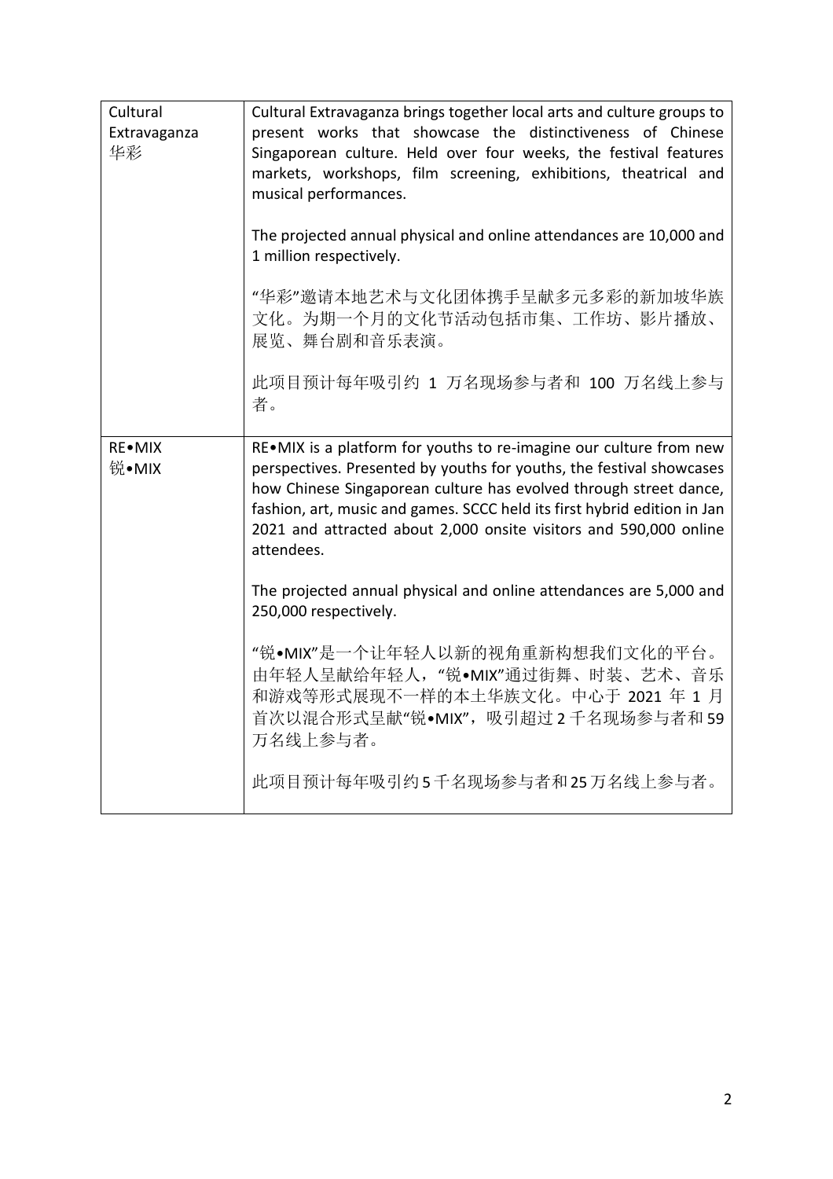| | |
|---|---|
| Cultural Extravaganza<br>华彩 | Cultural Extravaganza brings together local arts and culture groups to present works that showcase the distinctiveness of Chinese Singaporean culture. Held over four weeks, the festival features markets, workshops, film screening, exhibitions, theatrical and musical performances.<br><br>The projected annual physical and online attendances are 10,000 and 1 million respectively.<br><br>"华彩"邀请本地艺术与文化团体携手呈献多元多彩的新加坡华族文化。为期一个月的文化节活动包括市集、工作坊、影片播放、展览、舞台剧和音乐表演。<br><br>此项目预计每年吸引约 1 万名现场参与者和 100 万名线上参与者。 |
| RE•MIX<br>锐•MIX | RE•MIX is a platform for youths to re-imagine our culture from new perspectives. Presented by youths for youths, the festival showcases how Chinese Singaporean culture has evolved through street dance, fashion, art, music and games. SCCC held its first hybrid edition in Jan 2021 and attracted about 2,000 onsite visitors and 590,000 online attendees.<br><br>The projected annual physical and online attendances are 5,000 and 250,000 respectively.<br><br>"锐•MIX"是一个让年轻人以新的视角重新构想我们文化的平台。由年轻人呈献给年轻人，"锐•MIX"通过街舞、时装、艺术、音乐和游戏等形式展现不一样的本土华族文化。中心于 2021 年 1 月首次以混合形式呈献"锐•MIX"，吸引超过 2 千名现场参与者和 59 万名线上参与者。<br><br>此项目预计每年吸引约 5 千名现场参与者和 25 万名线上参与者。 |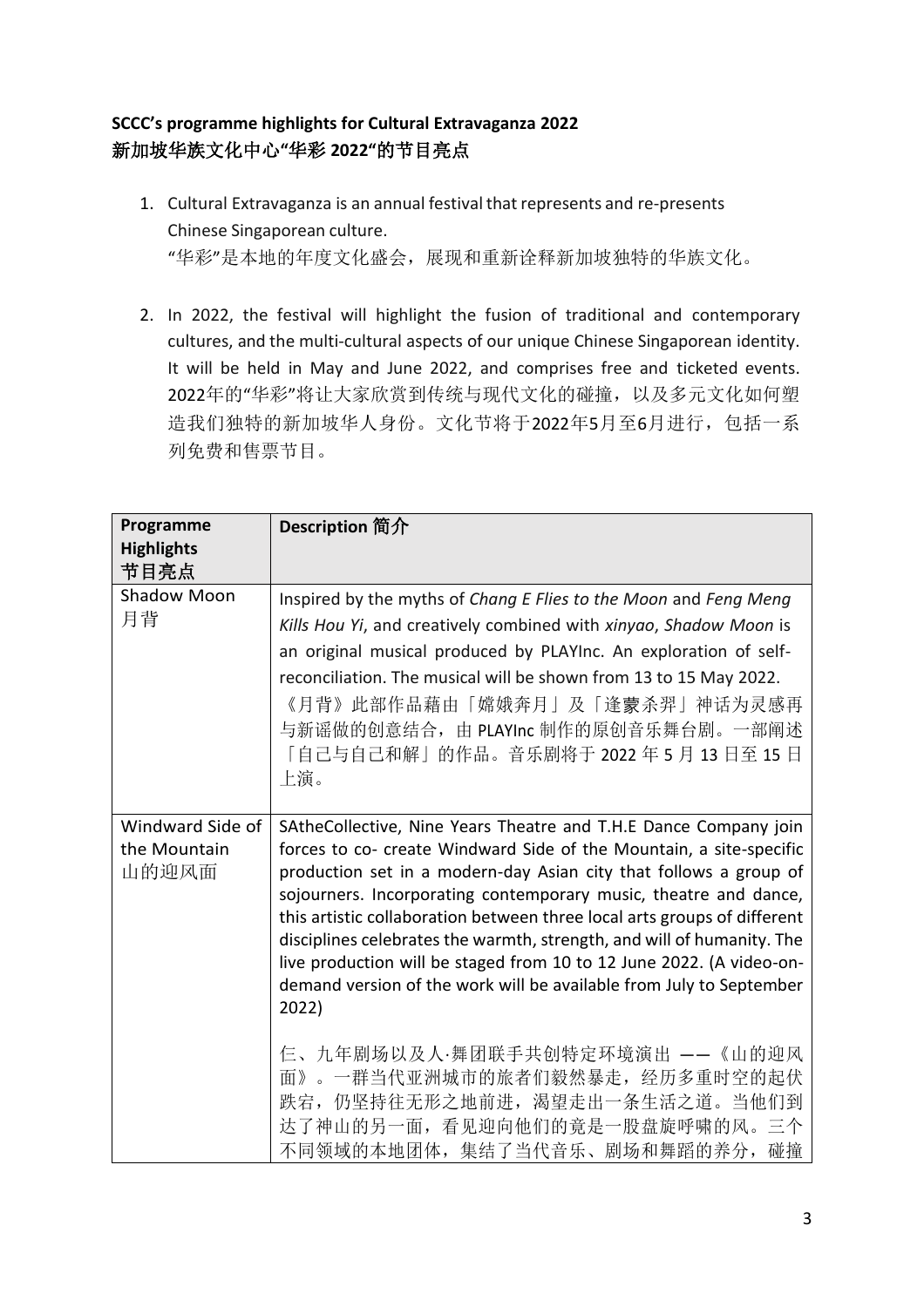**SCCC's programme highlights for Cultural Extravaganza 2022**
**新加坡华族文化中心"华彩 2022"的节目亮点**

1. Cultural Extravaganza is an annual festival that represents and re-presents Chinese Singaporean culture.
   "华彩"是本地的年度文化盛会，展现和重新诠释新加坡独特的华族文化。

2. In 2022, the festival will highlight the fusion of traditional and contemporary cultures, and the multi-cultural aspects of our unique Chinese Singaporean identity. It will be held in May and June 2022, and comprises free and ticketed events.
   2022年的"华彩"将让大家欣赏到传统与现代文化的碰撞，以及多元文化如何塑造我们独特的新加坡华人身份。文化节将于2022年5月至6月进行，包括一系列免费和售票节目。

| Programme Highlights 节目亮点 | Description 简介 |
|---|---|
| Shadow Moon 月背 | Inspired by the myths of *Chang E Flies to the Moon* and *Feng Meng Kills Hou Yi*, and creatively combined with *xinyao*, *Shadow Moon* is an original musical produced by PLAYInc. An exploration of self-reconciliation. The musical will be shown from 13 to 15 May 2022.<br><br>《月背》此部作品藉由「嫦娥奔月」及「逢蒙杀羿」神话为灵感再与新谣做的创意结合，由 PLAYInc 制作的原创音乐舞台剧。一部阐述「自己与自己和解」的作品。音乐剧将于 2022 年 5 月 13 日至 15 日上演。 |
| Windward Side of the Mountain 山的迎风面 | SAtheCollective, Nine Years Theatre and T.H.E Dance Company join forces to co- create Windward Side of the Mountain, a site-specific production set in a modern-day Asian city that follows a group of sojourners. Incorporating contemporary music, theatre and dance, this artistic collaboration between three local arts groups of different disciplines celebrates the warmth, strength, and will of humanity. The live production will be staged from 10 to 12 June 2022. (A video-on-demand version of the work will be available from July to September 2022)<br><br>仨、九年剧场以及人·舞团联手共创特定环境演出 ——《山的迎风面》。一群当代亚洲城市的旅者们毅然暴走，经历多重时空的起伏跌宕，仍坚持往无形之地前进，渴望走出一条生活之道。当他们到达了神山的另一面，看见迎向他们的竟是一股盘旋呼啸的风。三个不同领域的本地团体，集结了当代音乐、剧场和舞蹈的养分，碰撞 |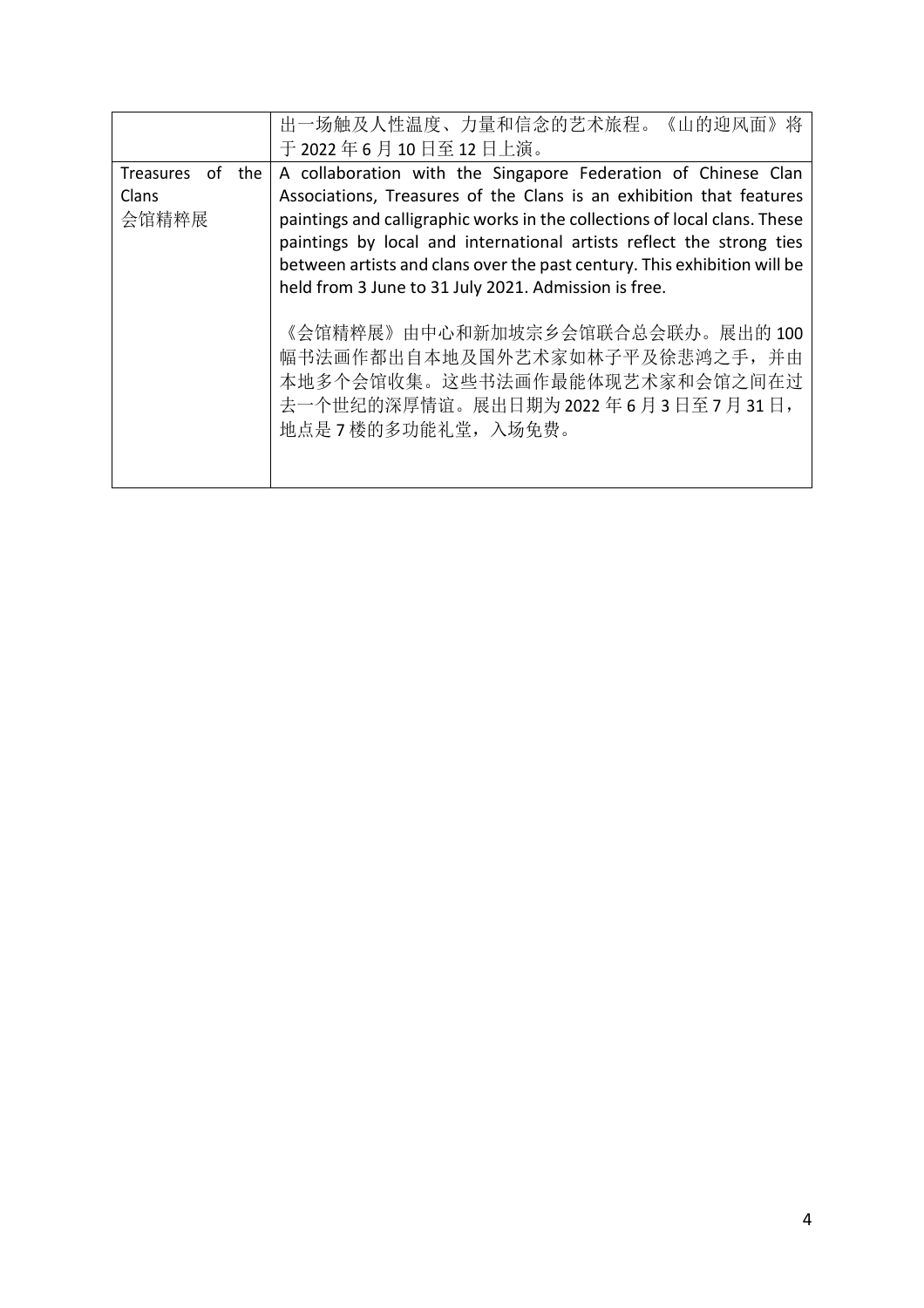|  |  |
|---|---|
|  | 出一场触及人性温度、力量和信念的艺术旅程。《山的迎风面》将于 2022 年 6 月 10 日至 12 日上演。 |
| Treasures of the Clans<br>会馆精粹展 | A collaboration with the Singapore Federation of Chinese Clan Associations, Treasures of the Clans is an exhibition that features paintings and calligraphic works in the collections of local clans. These paintings by local and international artists reflect the strong ties between artists and clans over the past century. This exhibition will be held from 3 June to 31 July 2021. Admission is free.<br><br>《会馆精粹展》由中心和新加坡宗乡会馆联合总会联办。展出的 100 幅书法画作都出自本地及国外艺术家如林子平及徐悲鸿之手，并由本地多个会馆收集。这些书法画作最能体现艺术家和会馆之间在过去一个世纪的深厚情谊。展出日期为 2022 年 6 月 3 日至 7 月 31 日，地点是 7 楼的多功能礼堂，入场免费。 |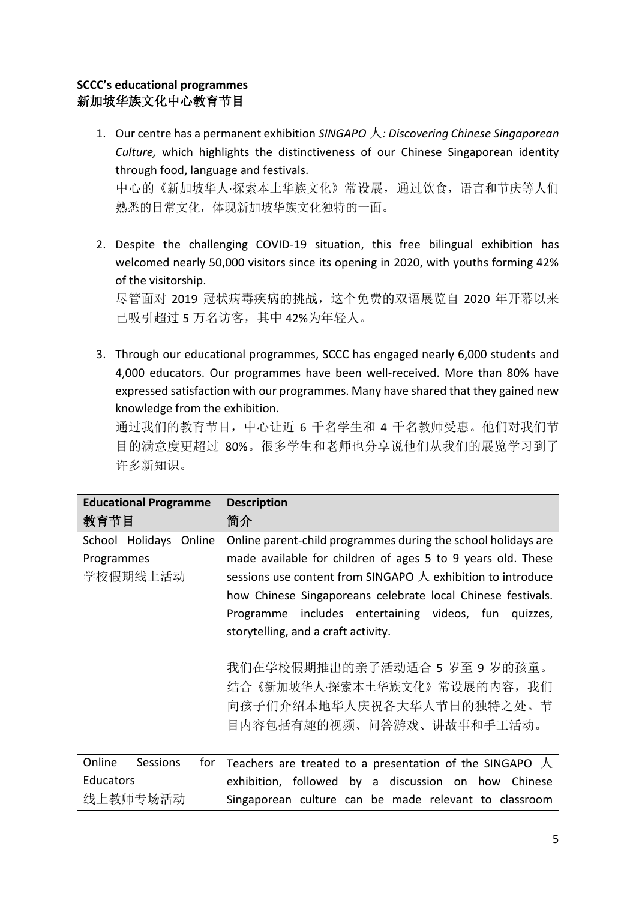**SCCC's educational programmes**
**新加坡华族文化中心教育节目**

1. Our centre has a permanent exhibition *SINGAPO 人: Discovering Chinese Singaporean Culture,* which highlights the distinctiveness of our Chinese Singaporean identity through food, language and festivals.
   中心的《新加坡华人·探索本土华族文化》常设展，通过饮食，语言和节庆等人们熟悉的日常文化，体现新加坡华族文化独特的一面。

2. Despite the challenging COVID-19 situation, this free bilingual exhibition has welcomed nearly 50,000 visitors since its opening in 2020, with youths forming 42% of the visitorship.
   尽管面对 2019 冠状病毒疾病的挑战，这个免费的双语展览自 2020 年开幕以来已吸引超过 5 万名访客，其中 42%为年轻人。

3. Through our educational programmes, SCCC has engaged nearly 6,000 students and 4,000 educators. Our programmes have been well-received. More than 80% have expressed satisfaction with our programmes. Many have shared that they gained new knowledge from the exhibition.
   通过我们的教育节目，中心让近 6 千名学生和 4 千名教师受惠。他们对我们节目的满意度更超过 80%。很多学生和老师也分享说他们从我们的展览学习到了许多新知识。

| Educational Programme<br>教育节目 | Description<br>简介 |
|---|---|
| School Holidays Online Programmes<br>学校假期线上活动 | Online parent-child programmes during the school holidays are made available for children of ages 5 to 9 years old. These sessions use content from SINGAPO 人 exhibition to introduce how Chinese Singaporeans celebrate local Chinese festivals. Programme includes entertaining videos, fun quizzes, storytelling, and a craft activity.<br><br>我们在学校假期推出的亲子活动适合 5 岁至 9 岁的孩童。结合《新加坡华人·探索本土华族文化》常设展的内容，我们向孩子们介绍本地华人庆祝各大华人节日的独特之处。节目内容包括有趣的视频、问答游戏、讲故事和手工活动。 |
| Online Sessions for Educators<br>线上教师专场活动 | Teachers are treated to a presentation of the SINGAPO 人 exhibition, followed by a discussion on how Chinese Singaporean culture can be made relevant to classroom |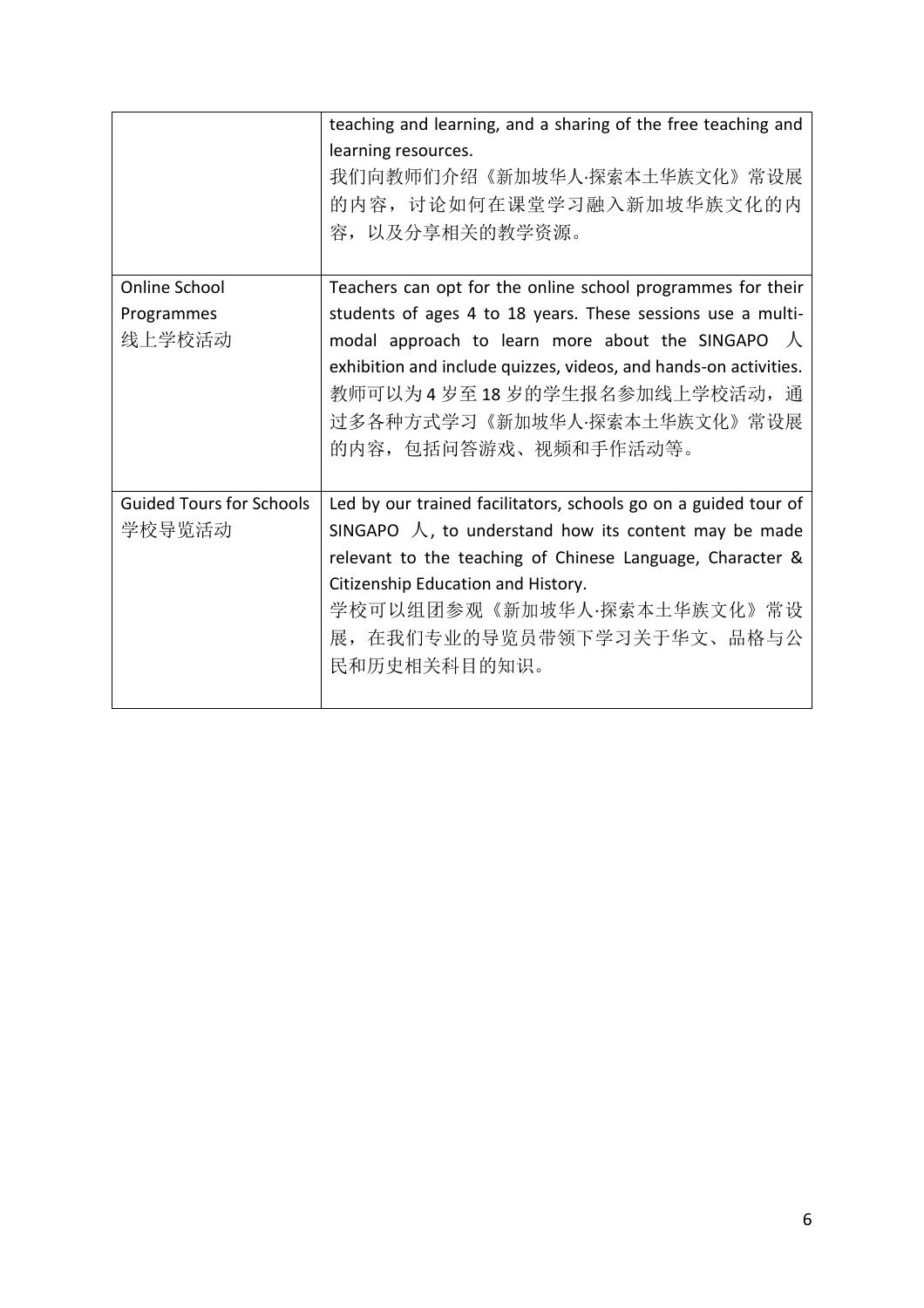| | |
|---|---|
| | teaching and learning, and a sharing of the free teaching and learning resources.<br>我们向教师们介绍《新加坡华人·探索本土华族文化》常设展的内容，讨论如何在课堂学习融入新加坡华族文化的内容，以及分享相关的教学资源。 |
| Online School Programmes<br>线上学校活动 | Teachers can opt for the online school programmes for their students of ages 4 to 18 years. These sessions use a multi-modal approach to learn more about the SINGAPO 人 exhibition and include quizzes, videos, and hands-on activities.<br>教师可以为 4 岁至 18 岁的学生报名参加线上学校活动，通过多各种方式学习《新加坡华人·探索本土华族文化》常设展的内容，包括问答游戏、视频和手作活动等。 |
| Guided Tours for Schools<br>学校导览活动 | Led by our trained facilitators, schools go on a guided tour of SINGAPO 人, to understand how its content may be made relevant to the teaching of Chinese Language, Character & Citizenship Education and History.<br>学校可以组团参观《新加坡华人·探索本土华族文化》常设展，在我们专业的导览员带领下学习关于华文、品格与公民和历史相关科目的知识。 |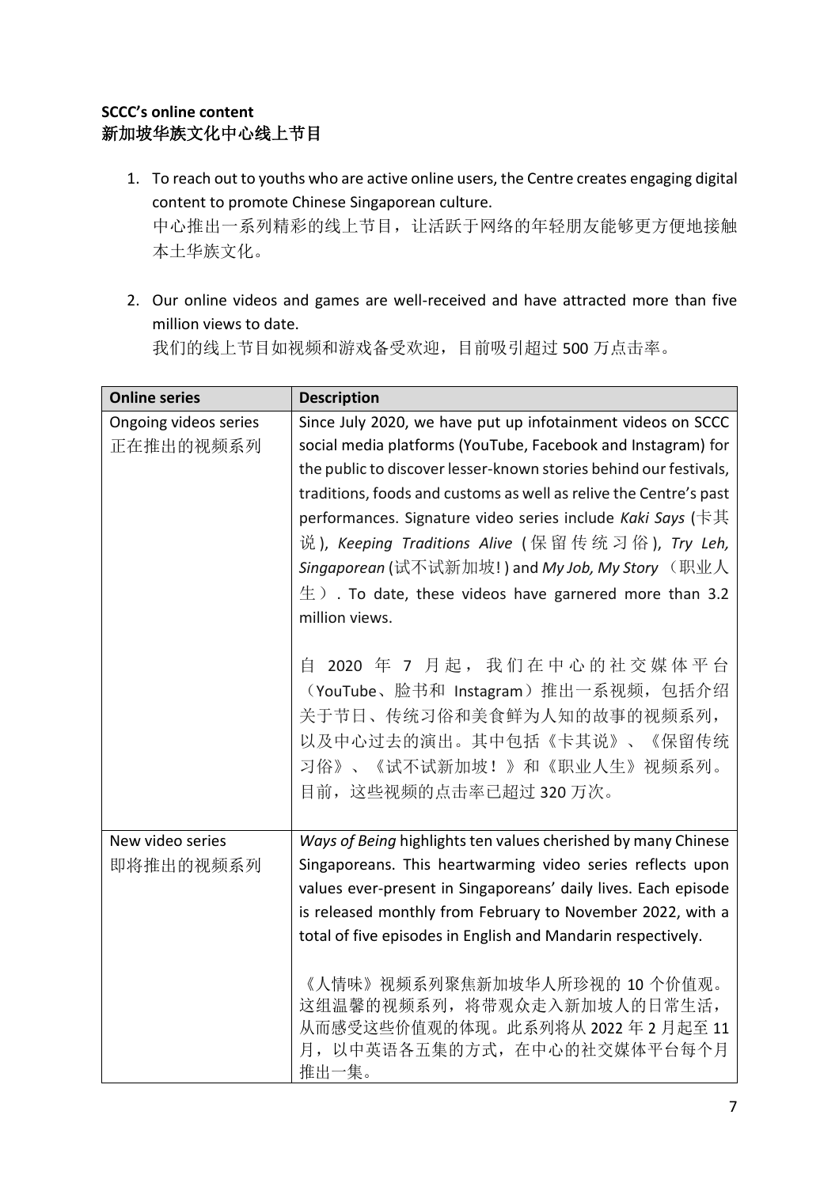**SCCC's online content**
**新加坡华族文化中心线上节目**

1. To reach out to youths who are active online users, the Centre creates engaging digital content to promote Chinese Singaporean culture.
   中心推出一系列精彩的线上节目，让活跃于网络的年轻朋友能够更方便地接触本土华族文化。

2. Our online videos and games are well-received and have attracted more than five million views to date.
   我们的线上节目如视频和游戏备受欢迎，目前吸引超过 500 万点击率。

| Online series | Description |
| --- | --- |
| Ongoing videos series<br>正在推出的视频系列 | Since July 2020, we have put up infotainment videos on SCCC social media platforms (YouTube, Facebook and Instagram) for the public to discover lesser-known stories behind our festivals, traditions, foods and customs as well as relive the Centre's past performances. Signature video series include *Kaki Says* (卡其说), *Keeping Traditions Alive* (保留传统习俗), *Try Leh, Singaporean* (试不试新加坡!) and *My Job, My Story* （职业人生）. To date, these videos have garnered more than 3.2 million views.<br><br>自 2020 年 7 月起，我们在中心的社交媒体平台（YouTube、脸书和 Instagram）推出一系视频，包括介绍关于节日、传统习俗和美食鲜为人知的故事的视频系列，以及中心过去的演出。其中包括《卡其说》、《保留传统习俗》、《试不试新加坡！》和《职业人生》视频系列。目前，这些视频的点击率已超过 320 万次。 |
| New video series<br>即将推出的视频系列 | *Ways of Being* highlights ten values cherished by many Chinese Singaporeans. This heartwarming video series reflects upon values ever-present in Singaporeans' daily lives. Each episode is released monthly from February to November 2022, with a total of five episodes in English and Mandarin respectively.<br><br>《人情味》视频系列聚焦新加坡华人所珍视的 10 个价值观。这组温馨的视频系列，将带观众走入新加坡人的日常生活，从而感受这些价值观的体现。此系列将从 2022 年 2 月起至 11 月，以中英语各五集的方式，在中心的社交媒体平台每个月推出一集。 |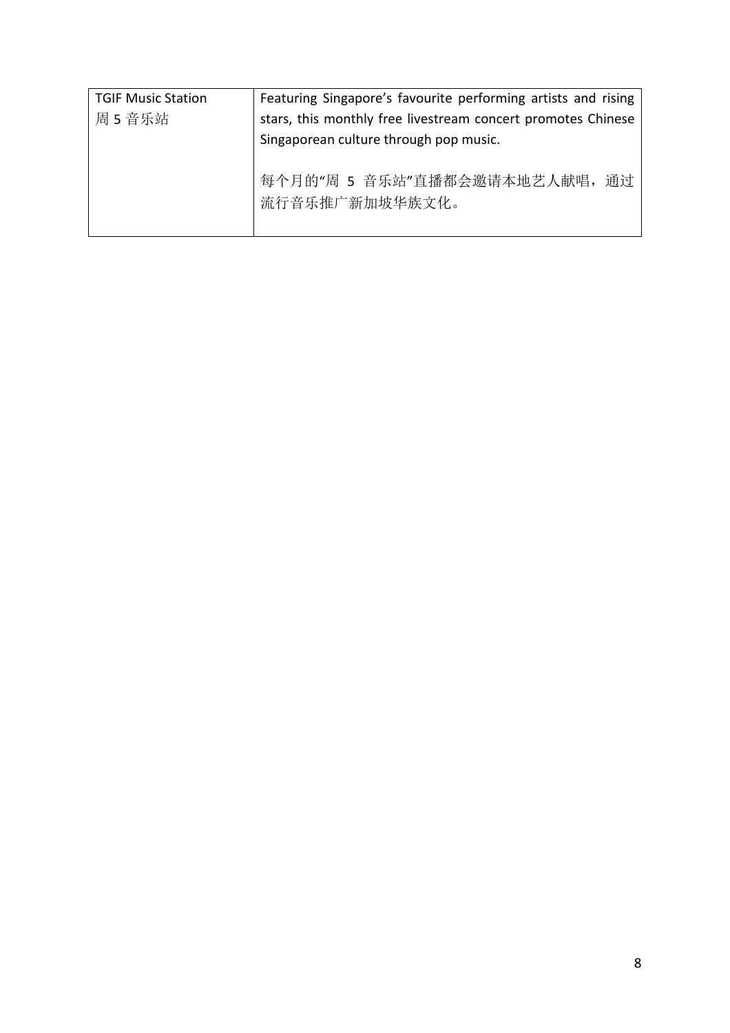| TGIF Music Station<br>周 5 音乐站 | Featuring Singapore's favourite performing artists and rising stars, this monthly free livestream concert promotes Chinese Singaporean culture through pop music.<br><br>每个月的"周 5 音乐站"直播都会邀请本地艺人献唱，通过流行音乐推广新加坡华族文化。 |
|---|---|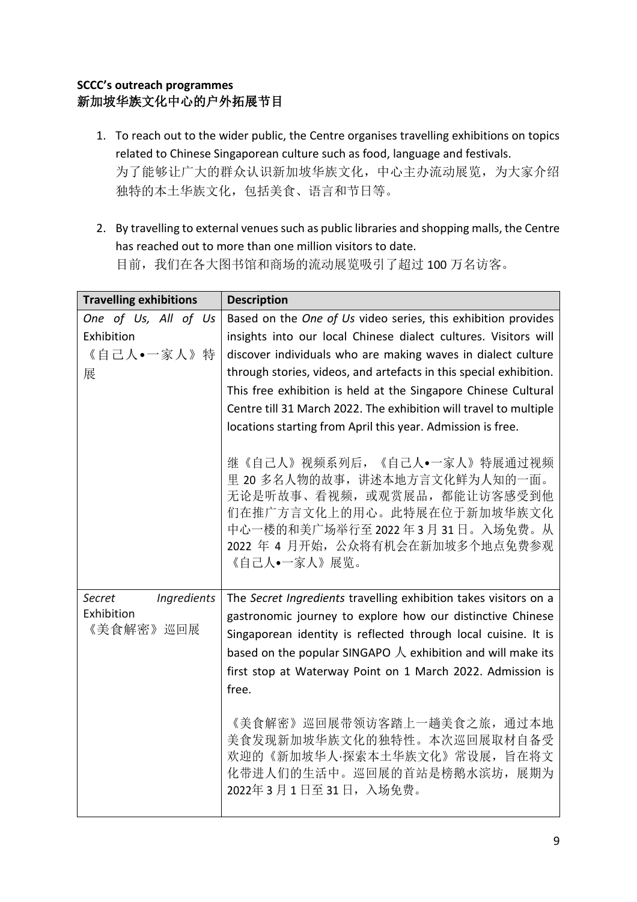**SCCC's outreach programmes**
**新加坡华族文化中心的户外拓展节目**

1. To reach out to the wider public, the Centre organises travelling exhibitions on topics related to Chinese Singaporean culture such as food, language and festivals.
为了能够让广大的群众认识新加坡华族文化，中心主办流动展览，为大家介绍独特的本土华族文化，包括美食、语言和节日等。

2. By travelling to external venues such as public libraries and shopping malls, the Centre has reached out to more than one million visitors to date.
目前，我们在各大图书馆和商场的流动展览吸引了超过 100 万名访客。

| **Travelling exhibitions** | **Description** |
|---|---|
| *One of Us, All of Us* Exhibition<br>《自己人•一家人》特展 | Based on the *One of Us* video series, this exhibition provides insights into our local Chinese dialect cultures. Visitors will discover individuals who are making waves in dialect culture through stories, videos, and artefacts in this special exhibition. This free exhibition is held at the Singapore Chinese Cultural Centre till 31 March 2022. The exhibition will travel to multiple locations starting from April this year. Admission is free.<br><br>继《自己人》视频系列后，《自己人•一家人》特展通过视频里 20 多名人物的故事，讲述本地方言文化鲜为人知的一面。无论是听故事、看视频，或观赏展品，都能让访客感受到他们在推广方言文化上的用心。此特展在位于新加坡华族文化中心一楼的和美广场举行至 2022 年 3 月 31 日。入场免费。从 2022 年 4 月开始，公众将有机会在新加坡多个地点免费参观《自己人•一家人》展览。 |
| *Secret Ingredients* Exhibition<br>《美食解密》巡回展 | The *Secret Ingredients* travelling exhibition takes visitors on a gastronomic journey to explore how our distinctive Chinese Singaporean identity is reflected through local cuisine. It is based on the popular SINGAPO 人 exhibition and will make its first stop at Waterway Point on 1 March 2022. Admission is free.<br><br>《美食解密》巡回展带领访客踏上一趟美食之旅，通过本地美食发现新加坡华族文化的独特性。本次巡回展取材自备受欢迎的《新加坡华人·探索本土华族文化》常设展，旨在将文化带进人们的生活中。巡回展的首站是榜鹅水滨坊，展期为 2022年 3 月 1 日至 31 日，入场免费。 |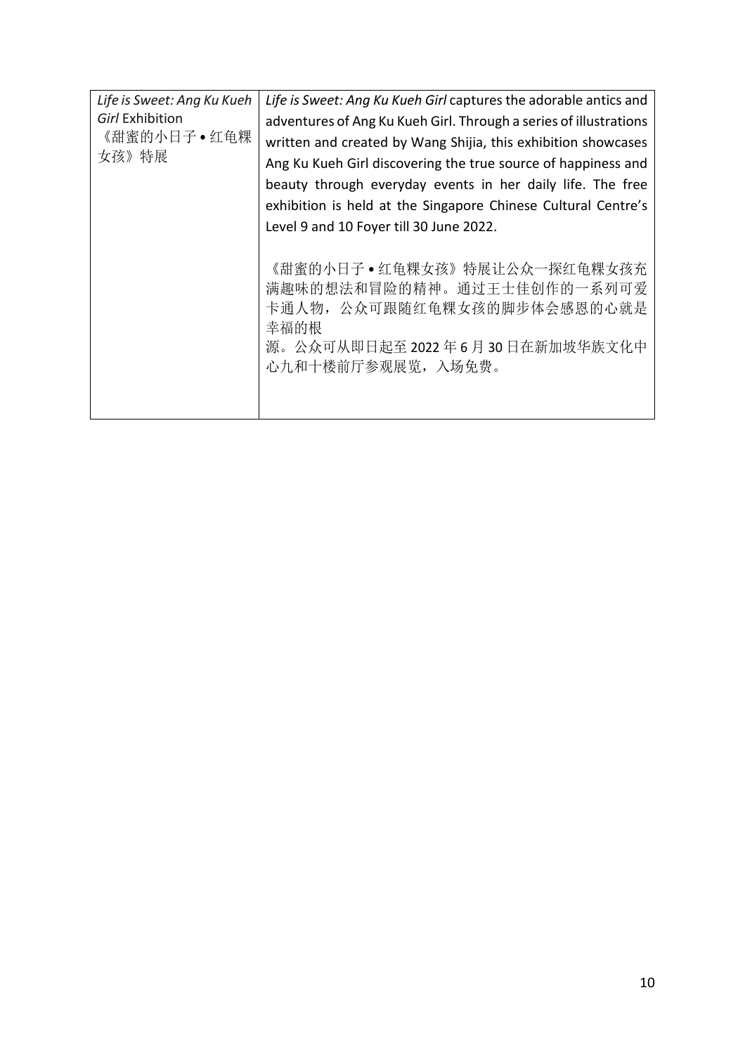| *Life is Sweet: Ang Ku Kueh Girl* Exhibition 《甜蜜的小日子 • 红龟粿女孩》特展 | *Life is Sweet: Ang Ku Kueh Girl* captures the adorable antics and adventures of Ang Ku Kueh Girl. Through a series of illustrations written and created by Wang Shijia, this exhibition showcases Ang Ku Kueh Girl discovering the true source of happiness and beauty through everyday events in her daily life. The free exhibition is held at the Singapore Chinese Cultural Centre's Level 9 and 10 Foyer till 30 June 2022.<br><br>《甜蜜的小日子 • 红龟粿女孩》特展让公众一探红龟粿女孩充满趣味的想法和冒险的精神。通过王士佳创作的一系列可爱卡通人物，公众可跟随红龟粿女孩的脚步体会感恩的心就是幸福的根源。公众可从即日起至 2022 年 6 月 30 日在新加坡华族文化中心九和十楼前厅参观展览，入场免费。 |
|---|---|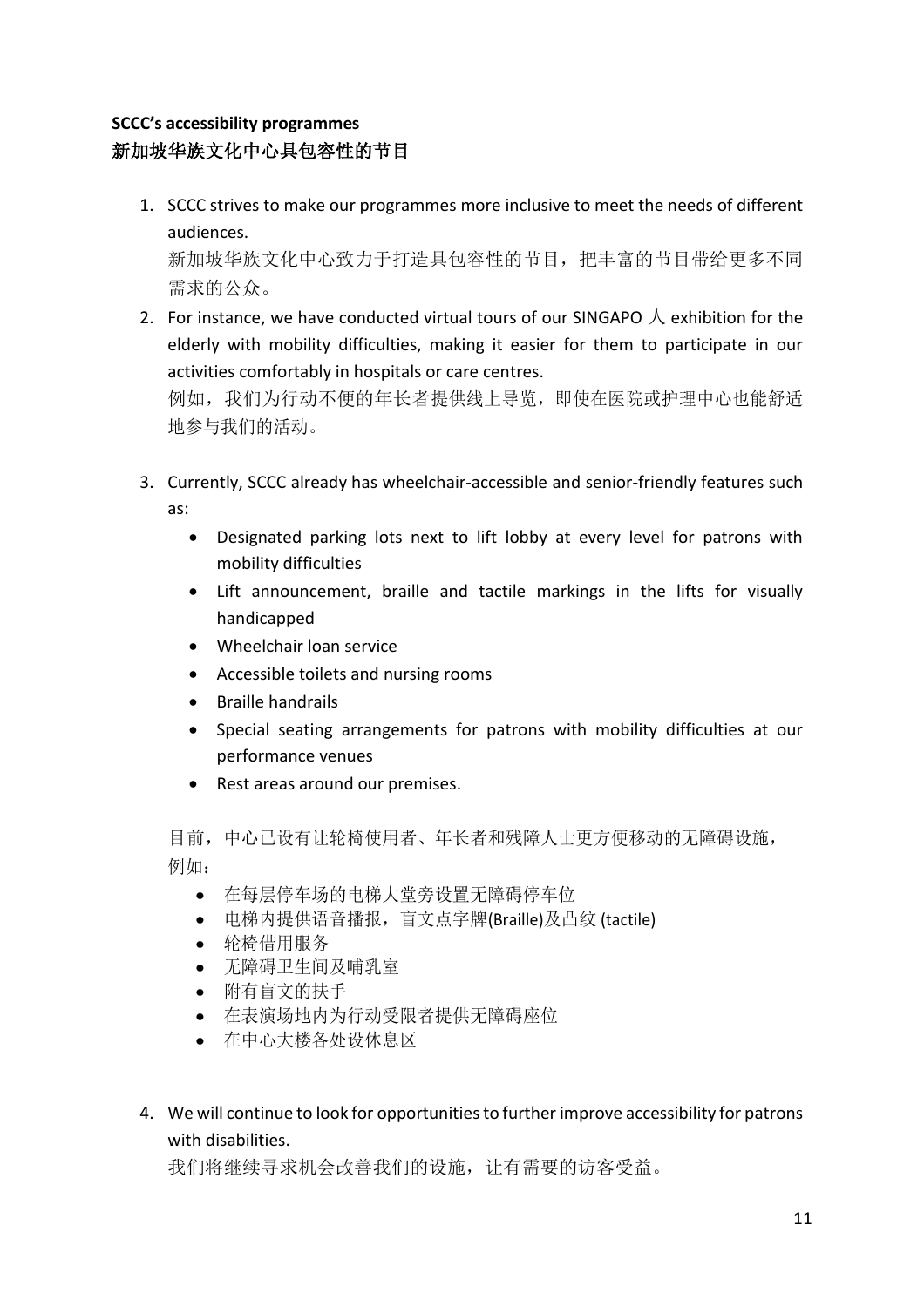**SCCC's accessibility programmes**
**新加坡华族文化中心具包容性的节目**

1. SCCC strives to make our programmes more inclusive to meet the needs of different audiences.
   新加坡华族文化中心致力于打造具包容性的节目，把丰富的节目带给更多不同需求的公众。
2. For instance, we have conducted virtual tours of our SINGAPO 人 exhibition for the elderly with mobility difficulties, making it easier for them to participate in our activities comfortably in hospitals or care centres.
   例如，我们为行动不便的年长者提供线上导览，即使在医院或护理中心也能舒适地参与我们的活动。

3. Currently, SCCC already has wheelchair-accessible and senior-friendly features such as:
   - Designated parking lots next to lift lobby at every level for patrons with mobility difficulties
   - Lift announcement, braille and tactile markings in the lifts for visually handicapped
   - Wheelchair loan service
   - Accessible toilets and nursing rooms
   - Braille handrails
   - Special seating arrangements for patrons with mobility difficulties at our performance venues
   - Rest areas around our premises.

   目前，中心已设有让轮椅使用者、年长者和残障人士更方便移动的无障碍设施，例如：
   - 在每层停车场的电梯大堂旁设置无障碍停车位
   - 电梯内提供语音播报，盲文点字牌(Braille)及凸纹 (tactile)
   - 轮椅借用服务
   - 无障碍卫生间及哺乳室
   - 附有盲文的扶手
   - 在表演场地内为行动受限者提供无障碍座位
   - 在中心大楼各处设休息区

4. We will continue to look for opportunities to further improve accessibility for patrons with disabilities.
   我们将继续寻求机会改善我们的设施，让有需要的访客受益。